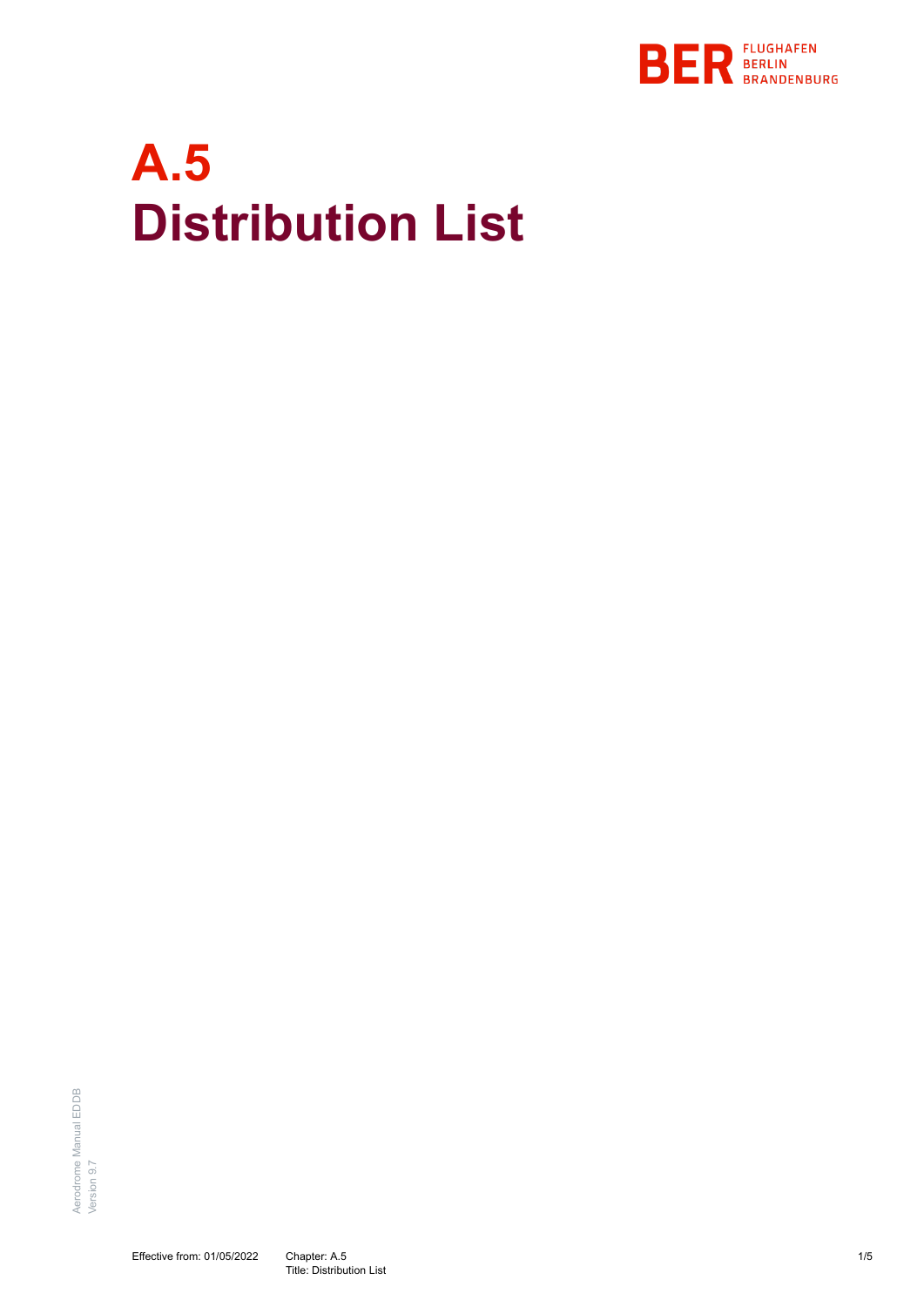# A.5
# Distribution List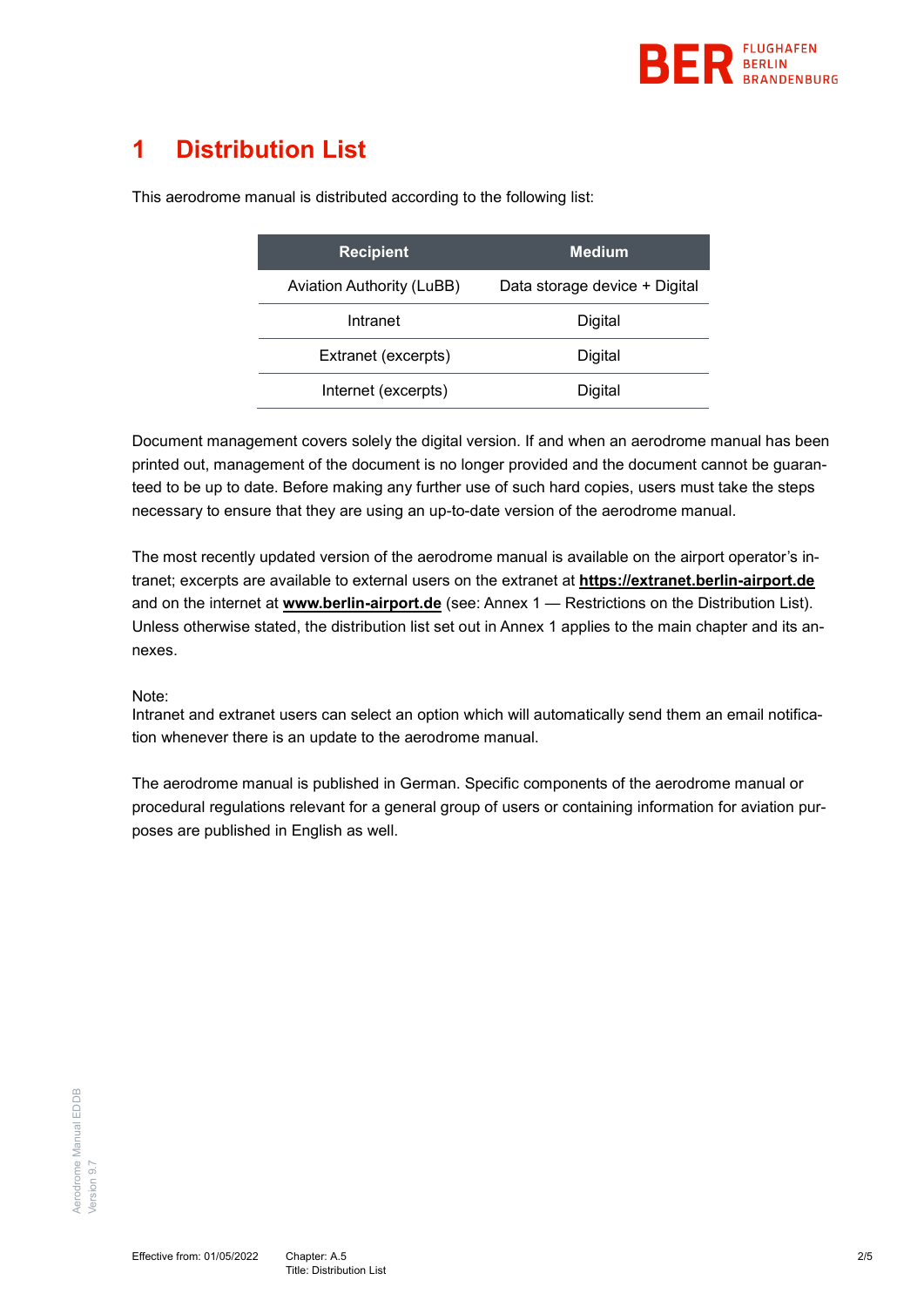# 1 Distribution List

This aerodrome manual is distributed according to the following list:

| Recipient | Medium |
|---|---|
| Aviation Authority (LuBB) | Data storage device + Digital |
| Intranet | Digital |
| Extranet (excerpts) | Digital |
| Internet (excerpts) | Digital |

Document management covers solely the digital version. If and when an aerodrome manual has been printed out, management of the document is no longer provided and the document cannot be guaranteed to be up to date. Before making any further use of such hard copies, users must take the steps necessary to ensure that they are using an up-to-date version of the aerodrome manual.

The most recently updated version of the aerodrome manual is available on the airport operator's intranet; excerpts are available to external users on the extranet at **https://extranet.berlin-airport.de** and on the internet at **www.berlin-airport.de** (see: Annex 1 — Restrictions on the Distribution List). Unless otherwise stated, the distribution list set out in Annex 1 applies to the main chapter and its annexes.

Note:
Intranet and extranet users can select an option which will automatically send them an email notification whenever there is an update to the aerodrome manual.

The aerodrome manual is published in German. Specific components of the aerodrome manual or procedural regulations relevant for a general group of users or containing information for aviation purposes are published in English as well.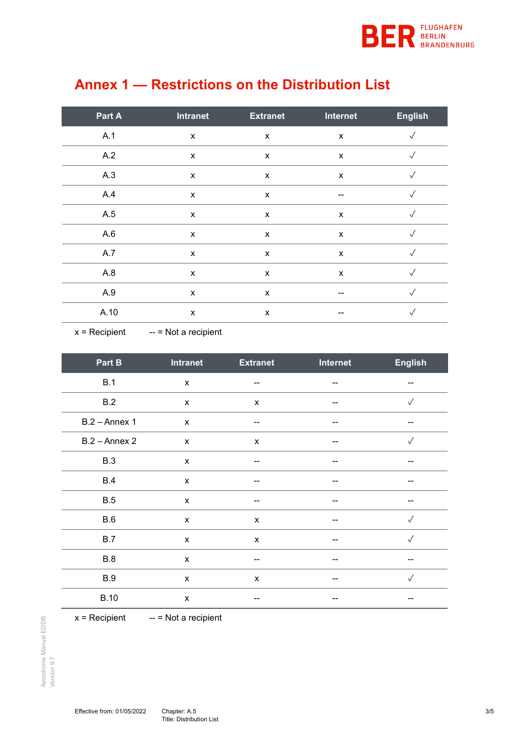# Annex 1 — Restrictions on the Distribution List

| Part A | Intranet | Extranet | Internet | English |
|---|---|---|---|---|
| A.1 | x | x | x | √ |
| A.2 | x | x | x | √ |
| A.3 | x | x | x | √ |
| A.4 | x | x | -- | √ |
| A.5 | x | x | x | √ |
| A.6 | x | x | x | √ |
| A.7 | x | x | x | √ |
| A.8 | x | x | x | √ |
| A.9 | x | x | -- | √ |
| A.10 | x | x | -- | √ |

x = Recipient -- = Not a recipient

| Part B | Intranet | Extranet | Internet | English |
|---|---|---|---|---|
| B.1 | x | -- | -- | -- |
| B.2 | x | x | -- | √ |
| B.2 – Annex 1 | x | -- | -- | -- |
| B.2 – Annex 2 | x | x | -- | √ |
| B.3 | x | -- | -- | -- |
| B.4 | x | -- | -- | -- |
| B.5 | x | -- | -- | -- |
| B.6 | x | x | -- | √ |
| B.7 | x | x | -- | √ |
| B.8 | x | -- | -- | -- |
| B.9 | x | x | -- | √ |
| B.10 | x | -- | -- | -- |

x = Recipient -- = Not a recipient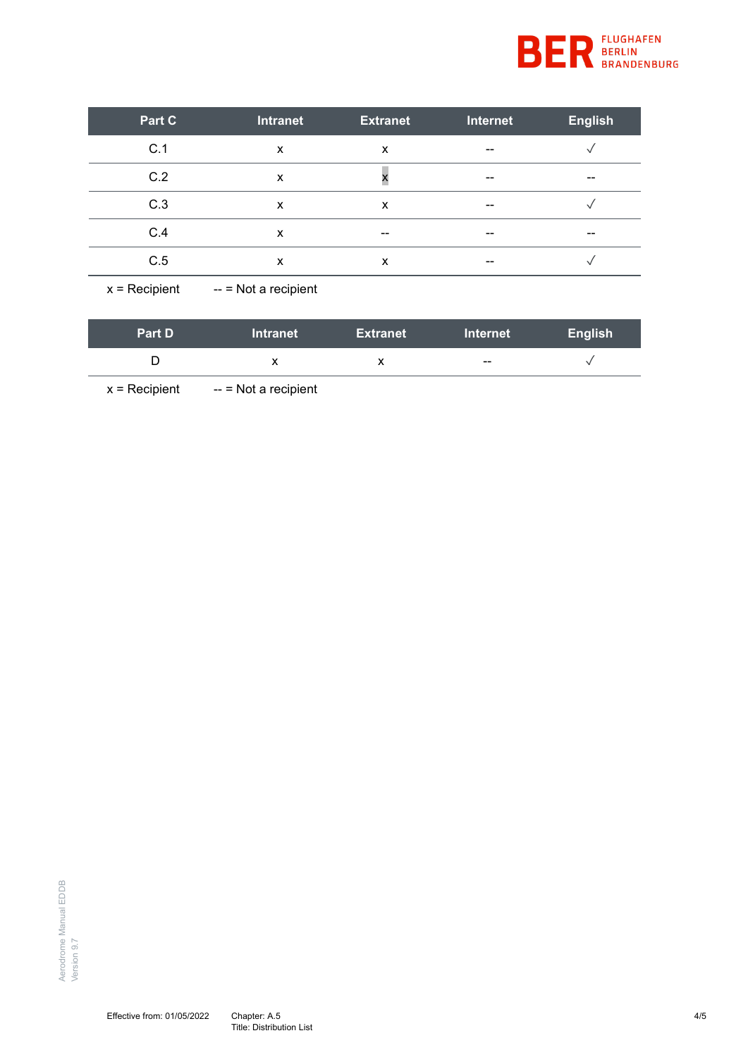| Part C | Intranet | Extranet | Internet | English |
| --- | --- | --- | --- | --- |
| C.1 | x | x | -- | √ |
| C.2 | x | x | -- | -- |
| C.3 | x | x | -- | √ |
| C.4 | x | -- | -- | -- |
| C.5 | x | x | -- | √ |

x = Recipient -- = Not a recipient

| Part D | Intranet | Extranet | Internet | English |
| --- | --- | --- | --- | --- |
| D | x | x | -- | √ |

x = Recipient -- = Not a recipient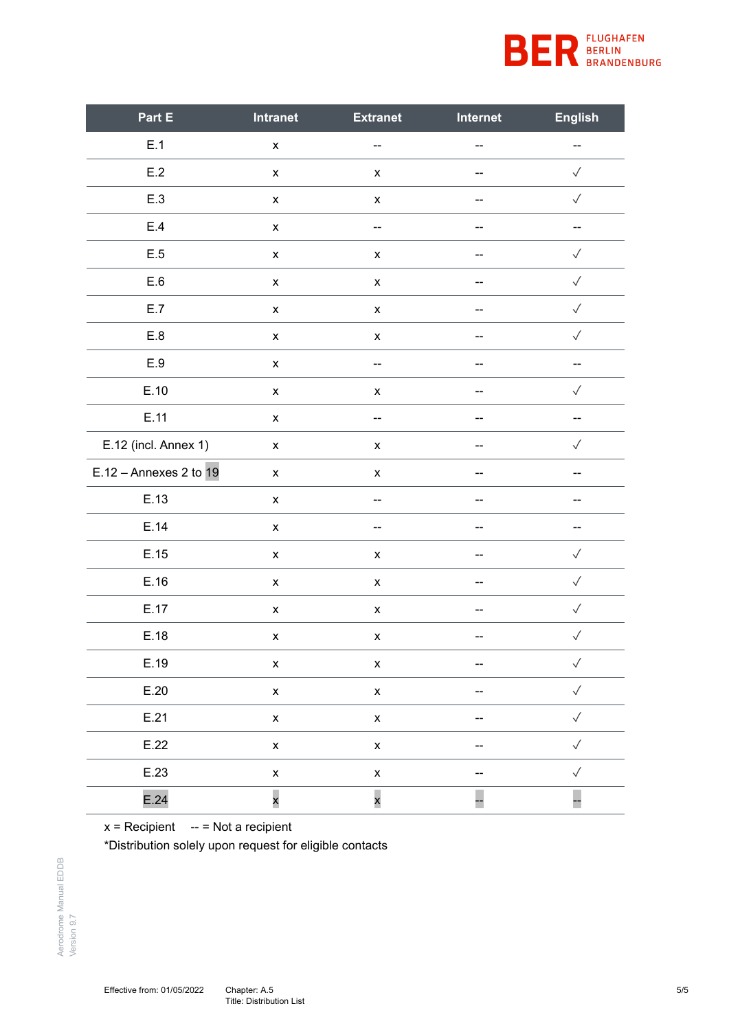| Part E | Intranet | Extranet | Internet | English |
|---|---|---|---|---|
| E.1 | x | -- | -- | -- |
| E.2 | x | x | -- | ✓ |
| E.3 | x | x | -- | ✓ |
| E.4 | x | -- | -- | -- |
| E.5 | x | x | -- | ✓ |
| E.6 | x | x | -- | ✓ |
| E.7 | x | x | -- | ✓ |
| E.8 | x | x | -- | ✓ |
| E.9 | x | -- | -- | -- |
| E.10 | x | x | -- | ✓ |
| E.11 | x | -- | -- | -- |
| E.12 (incl. Annex 1) | x | x | -- | ✓ |
| E.12 – Annexes 2 to 19 | x | x | -- | -- |
| E.13 | x | -- | -- | -- |
| E.14 | x | -- | -- | -- |
| E.15 | x | x | -- | ✓ |
| E.16 | x | x | -- | ✓ |
| E.17 | x | x | -- | ✓ |
| E.18 | x | x | -- | ✓ |
| E.19 | x | x | -- | ✓ |
| E.20 | x | x | -- | ✓ |
| E.21 | x | x | -- | ✓ |
| E.22 | x | x | -- | ✓ |
| E.23 | x | x | -- | ✓ |
| E.24 | x | x | -- | -- |

x = Recipient -- = Not a recipient

*Distribution solely upon request for eligible contacts